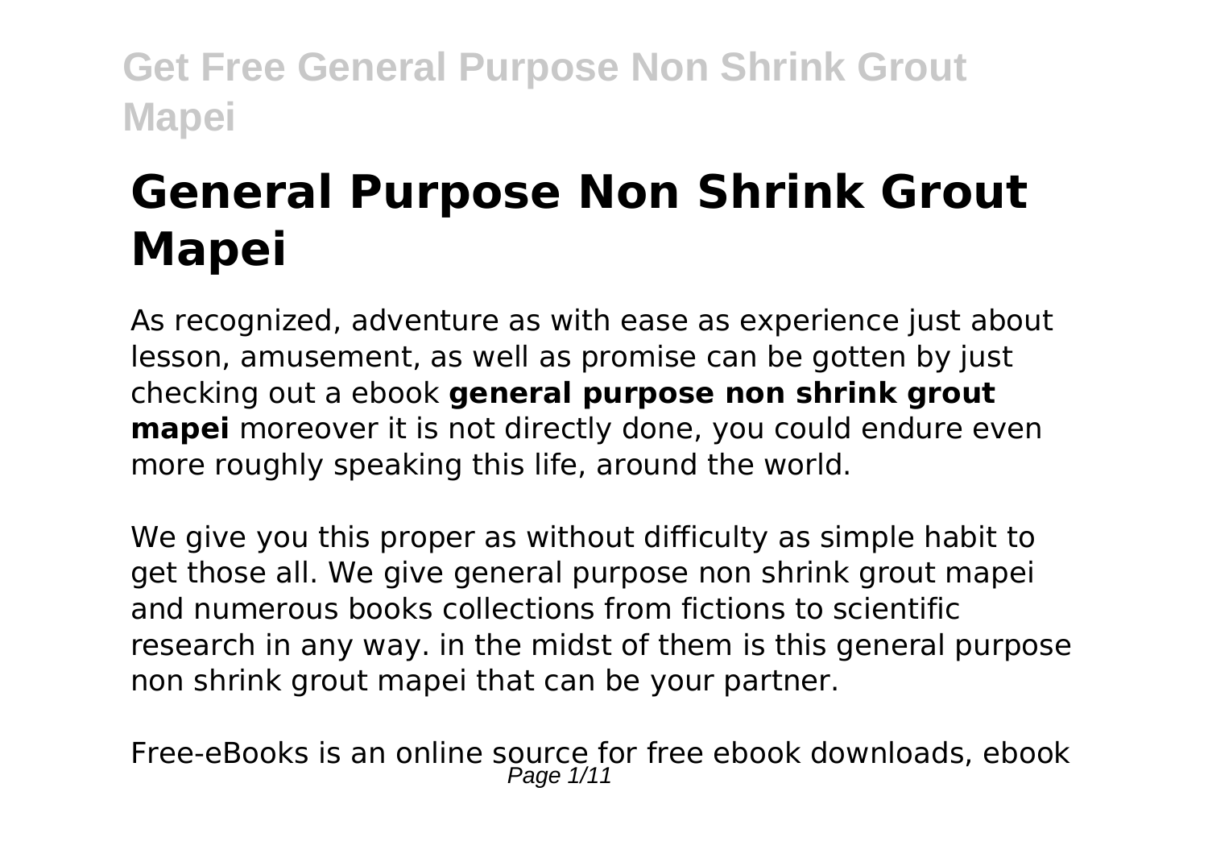# General Purpose Non Shrink Grout Mapei

As recognized, adventure as with ease as experience just about lesson, amusement, as well as promise can be gotten by just checking out a ebook **general purpose non shrink grout mapei** moreover it is not directly done, you could endure even more roughly speaking this life, around the world.

We give you this proper as without difficulty as simple habit to get those all. We give general purpose non shrink grout mapei and numerous books collections from fictions to scientific research in any way. in the midst of them is this general purpose non shrink grout mapei that can be your partner.

Free-eBooks is an online source for free ebook downloads, ebook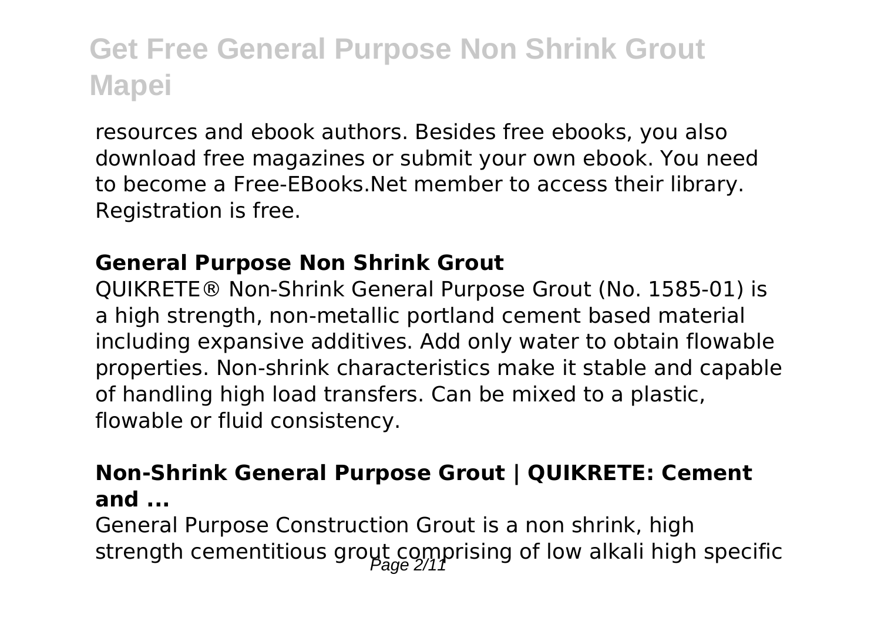resources and ebook authors. Besides free ebooks, you also download free magazines or submit your own ebook. You need to become a Free-EBooks.Net member to access their library. Registration is free.

### General Purpose Non Shrink Grout

QUIKRETE® Non-Shrink General Purpose Grout (No. 1585-01) is a high strength, non-metallic portland cement based material including expansive additives. Add only water to obtain flowable properties. Non-shrink characteristics make it stable and capable of handling high load transfers. Can be mixed to a plastic, flowable or fluid consistency.

### Non-Shrink General Purpose Grout | QUIKRETE: Cement and ...

General Purpose Construction Grout is a non shrink, high strength cementitious grout comprising of low alkali high specific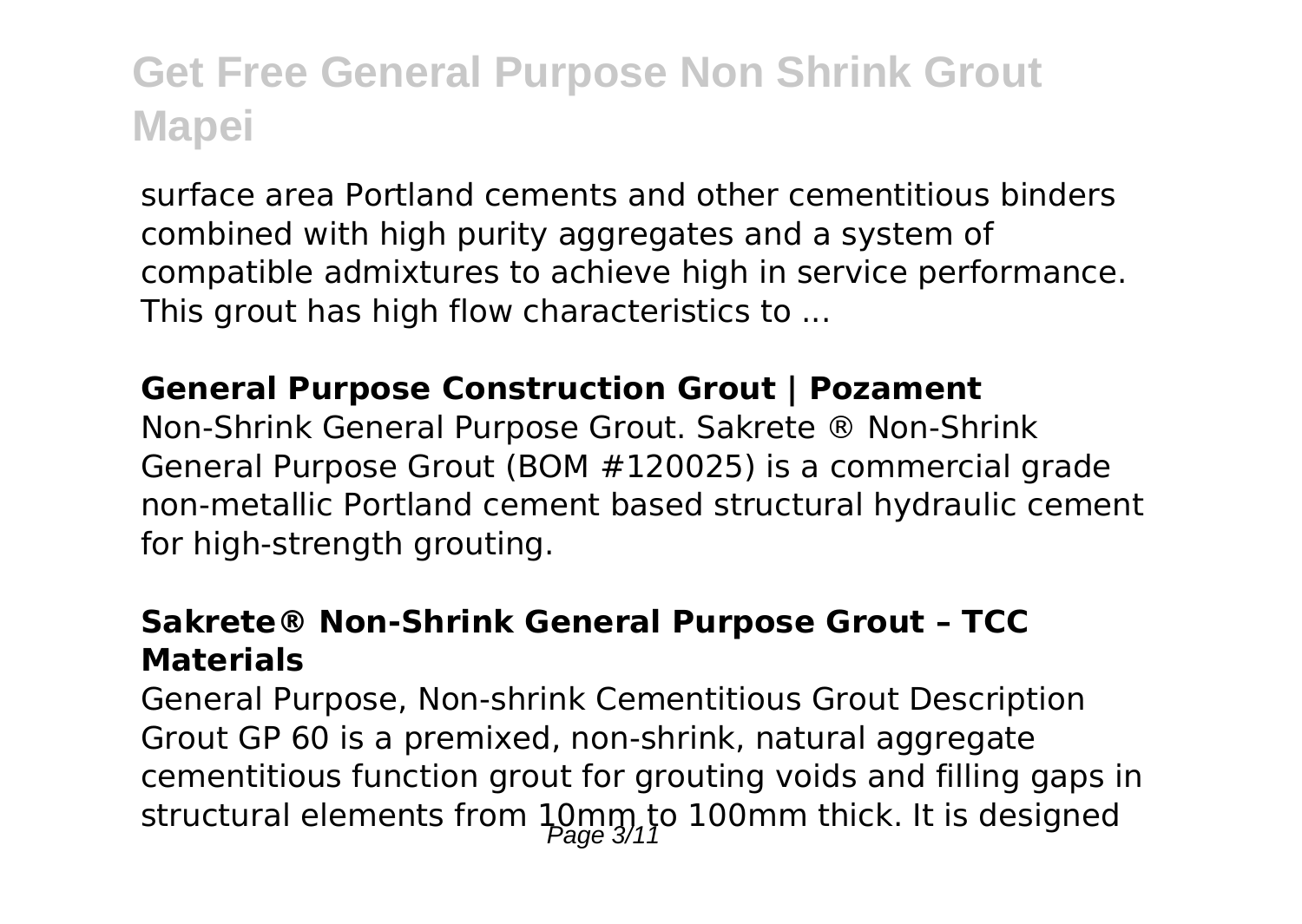surface area Portland cements and other cementitious binders combined with high purity aggregates and a system of compatible admixtures to achieve high in service performance. This grout has high flow characteristics to ...

**General Purpose Construction Grout | Pozament**

Non-Shrink General Purpose Grout. Sakrete ® Non-Shrink General Purpose Grout (BOM #120025) is a commercial grade non-metallic Portland cement based structural hydraulic cement for high-strength grouting.

**Sakrete® Non-Shrink General Purpose Grout – TCC Materials**

General Purpose, Non-shrink Cementitious Grout Description Grout GP 60 is a premixed, non-shrink, natural aggregate cementitious function grout for grouting voids and filling gaps in structural elements from 10mm to 100mm thick. It is designed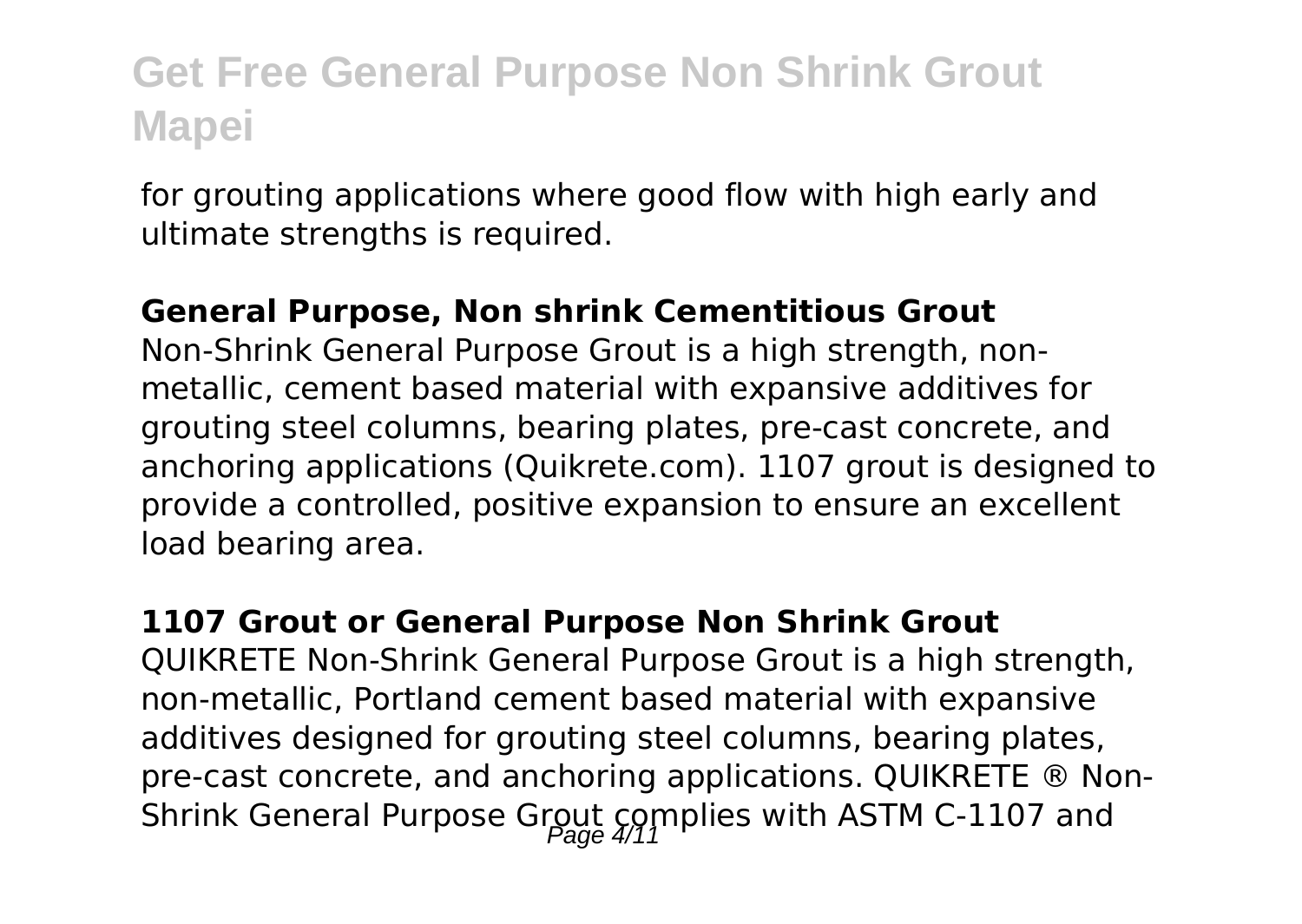for grouting applications where good flow with high early and ultimate strengths is required.

### General Purpose, Non shrink Cementitious Grout

Non-Shrink General Purpose Grout is a high strength, non-metallic, cement based material with expansive additives for grouting steel columns, bearing plates, pre-cast concrete, and anchoring applications (Quikrete.com). 1107 grout is designed to provide a controlled, positive expansion to ensure an excellent load bearing area.

### 1107 Grout or General Purpose Non Shrink Grout

QUIKRETE Non-Shrink General Purpose Grout is a high strength, non-metallic, Portland cement based material with expansive additives designed for grouting steel columns, bearing plates, pre-cast concrete, and anchoring applications. QUIKRETE ® Non-Shrink General Purpose Grout complies with ASTM C-1107 and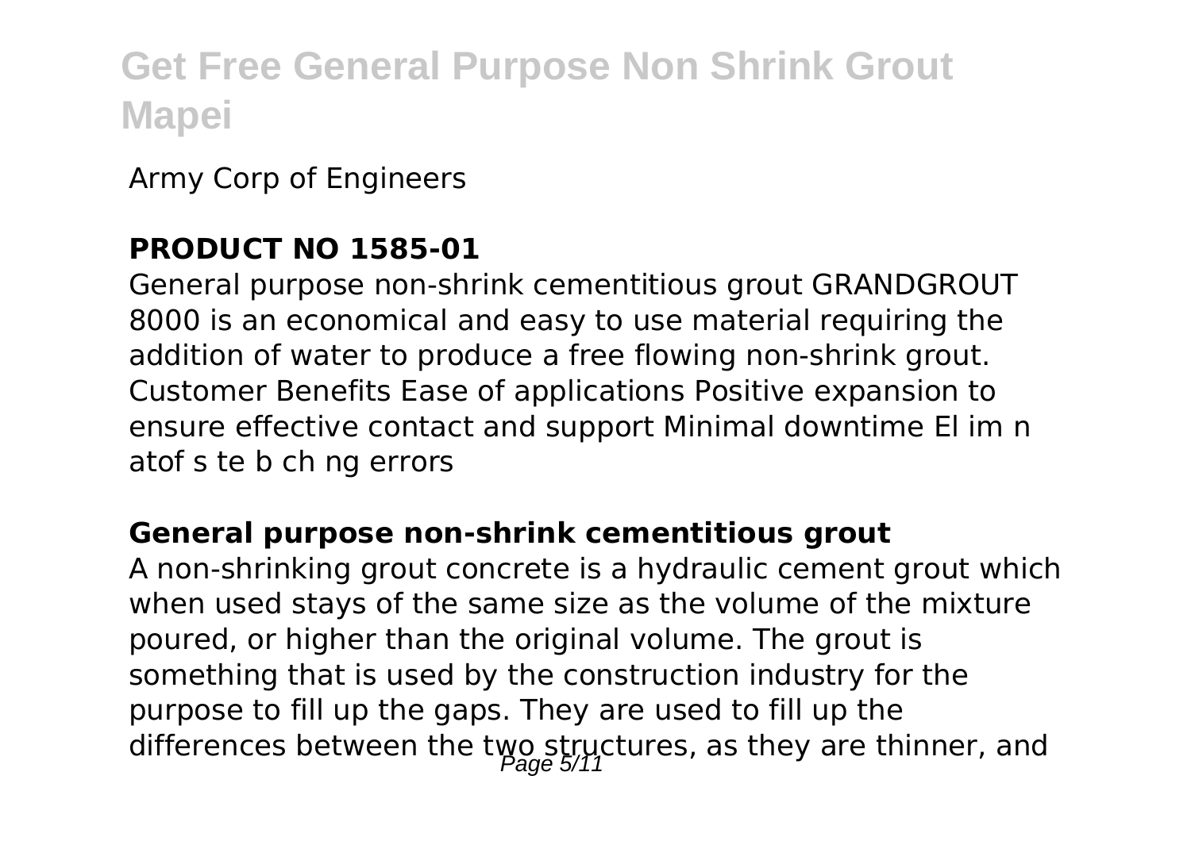Army Corp of Engineers

### PRODUCT NO 1585-01

General purpose non-shrink cementitious grout GRANDGROUT 8000 is an economical and easy to use material requiring the addition of water to produce a free flowing non-shrink grout. Customer Benefits Ease of applications Positive expansion to ensure effective contact and support Minimal downtime El im n atof s te b ch ng errors

### General purpose non-shrink cementitious grout

A non-shrinking grout concrete is a hydraulic cement grout which when used stays of the same size as the volume of the mixture poured, or higher than the original volume. The grout is something that is used by the construction industry for the purpose to fill up the gaps. They are used to fill up the differences between the two structures, as they are thinner, and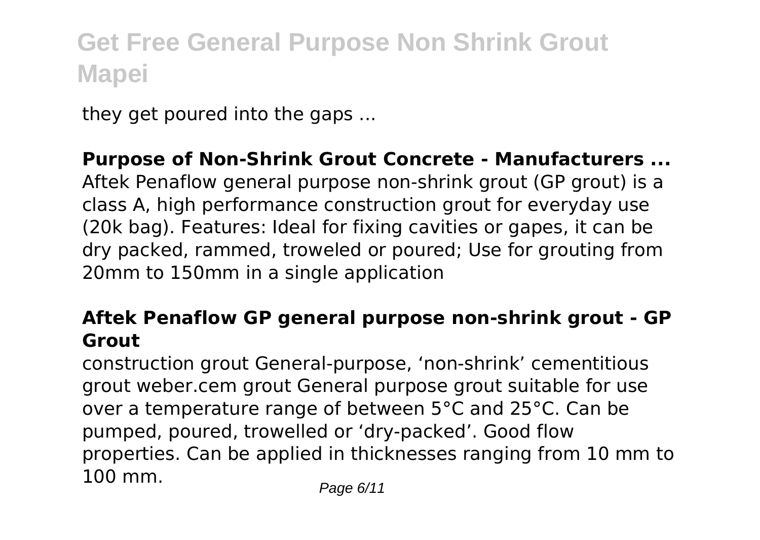they get poured into the gaps ...

**Purpose of Non-Shrink Grout Concrete - Manufacturers ...**

Aftek Penaflow general purpose non-shrink grout (GP grout) is a class A, high performance construction grout for everyday use (20k bag). Features: Ideal for fixing cavities or gapes, it can be dry packed, rammed, troweled or poured; Use for grouting from 20mm to 150mm in a single application

**Aftek Penaflow GP general purpose non-shrink grout - GP Grout**

construction grout General-purpose, 'non-shrink' cementitious grout weber.cem grout General purpose grout suitable for use over a temperature range of between 5°C and 25°C. Can be pumped, poured, trowelled or 'dry-packed'. Good flow properties. Can be applied in thicknesses ranging from 10 mm to 100 mm.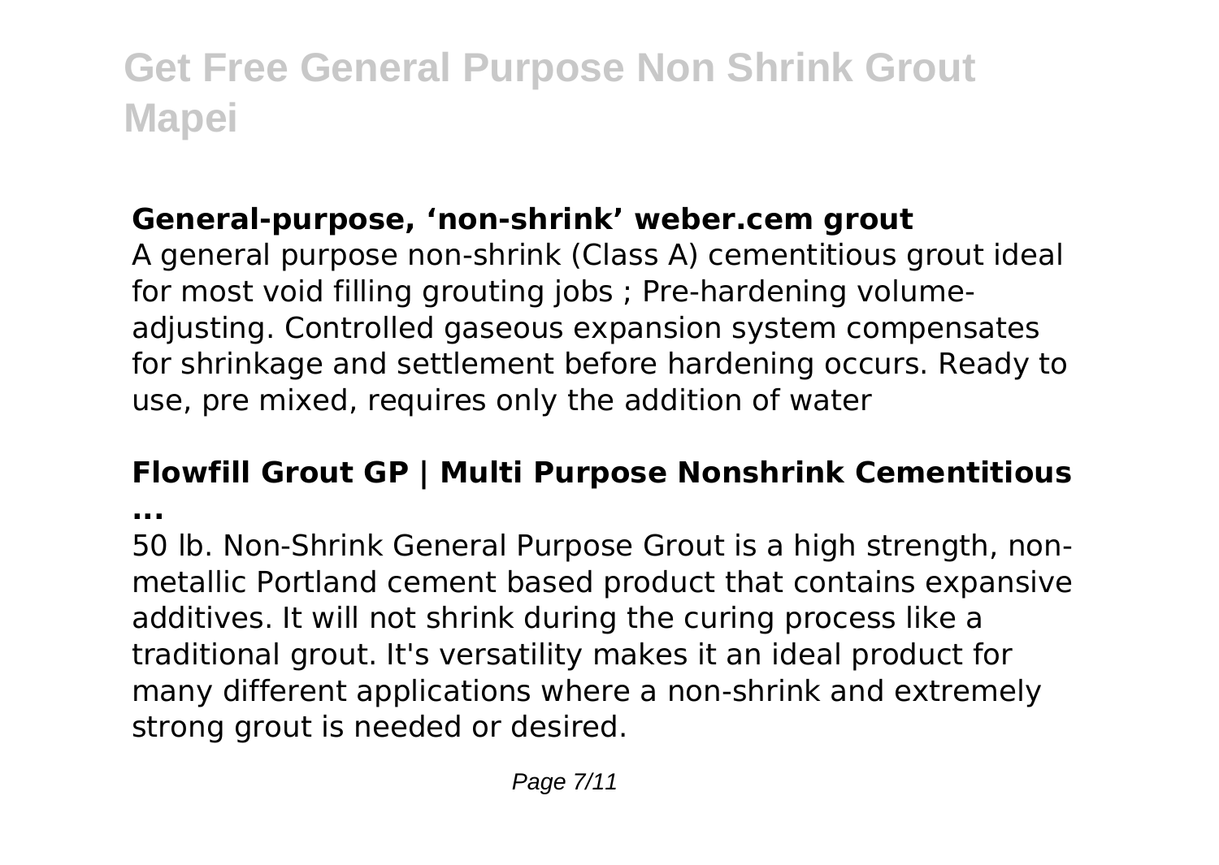# Get Free General Purpose Non Shrink Grout Mapei

### General-purpose, ‘non-shrink’ weber.cem grout

A general purpose non-shrink (Class A) cementitious grout ideal for most void filling grouting jobs ; Pre-hardening volume-adjusting. Controlled gaseous expansion system compensates for shrinkage and settlement before hardening occurs. Ready to use, pre mixed, requires only the addition of water

### Flowfill Grout GP | Multi Purpose Nonshrink Cementitious ...

50 lb. Non-Shrink General Purpose Grout is a high strength, non-metallic Portland cement based product that contains expansive additives. It will not shrink during the curing process like a traditional grout. It's versatility makes it an ideal product for many different applications where a non-shrink and extremely strong grout is needed or desired.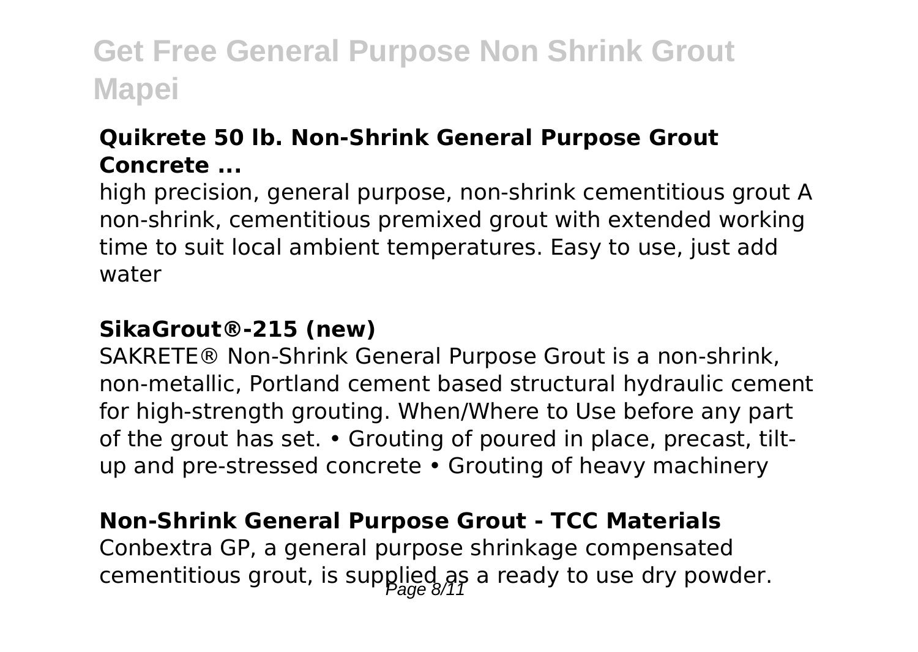### Quikrete 50 lb. Non-Shrink General Purpose Grout Concrete ...

high precision, general purpose, non-shrink cementitious grout A non-shrink, cementitious premixed grout with extended working time to suit local ambient temperatures. Easy to use, just add water

### SikaGrout®-215 (new)

SAKRETE® Non-Shrink General Purpose Grout is a non-shrink, non-metallic, Portland cement based structural hydraulic cement for high-strength grouting. When/Where to Use before any part of the grout has set. • Grouting of poured in place, precast, tilt-up and pre-stressed concrete • Grouting of heavy machinery

### Non-Shrink General Purpose Grout - TCC Materials

Conbextra GP, a general purpose shrinkage compensated cementitious grout, is supplied as a ready to use dry powder.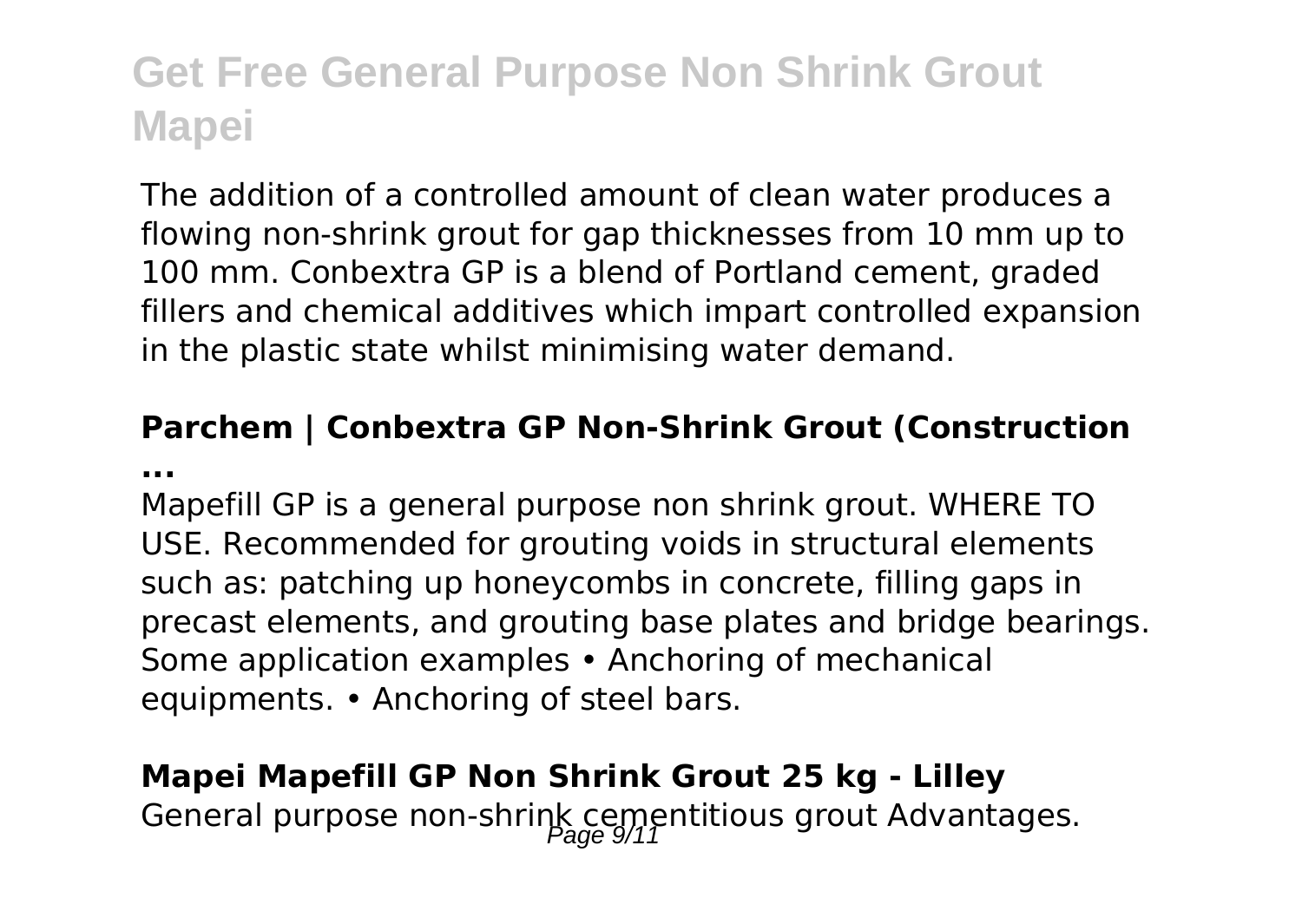The addition of a controlled amount of clean water produces a flowing non-shrink grout for gap thicknesses from 10 mm up to 100 mm. Conbextra GP is a blend of Portland cement, graded fillers and chemical additives which impart controlled expansion in the plastic state whilst minimising water demand.

**Parchem | Conbextra GP Non-Shrink Grout (Construction ...**

Mapefill GP is a general purpose non shrink grout. WHERE TO USE. Recommended for grouting voids in structural elements such as: patching up honeycombs in concrete, filling gaps in precast elements, and grouting base plates and bridge bearings. Some application examples • Anchoring of mechanical equipments. • Anchoring of steel bars.

**Mapei Mapefill GP Non Shrink Grout 25 kg - Lilley**

General purpose non-shrink cementitious grout Advantages.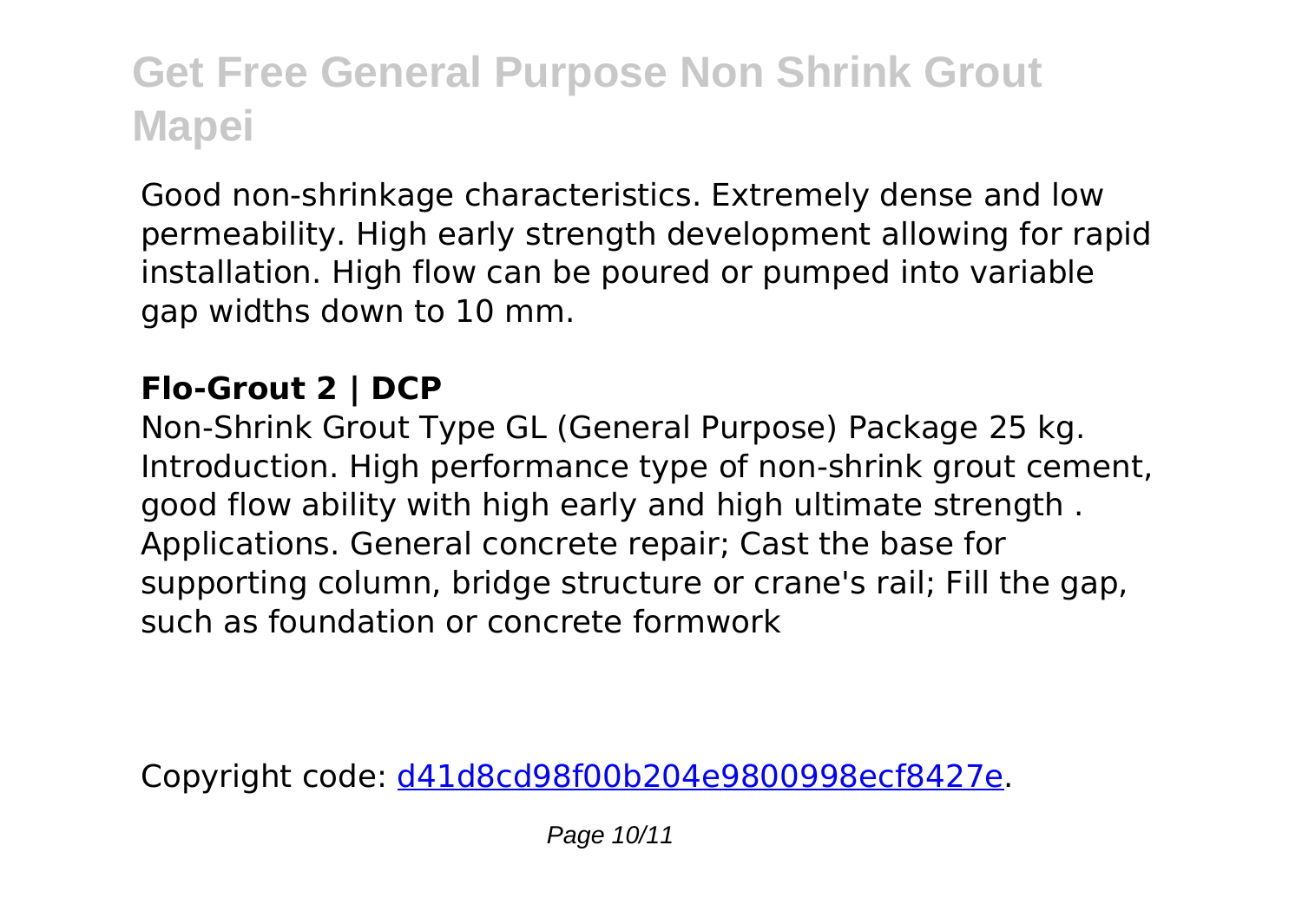Good non-shrinkage characteristics. Extremely dense and low permeability. High early strength development allowing for rapid installation. High flow can be poured or pumped into variable gap widths down to 10 mm.

**Flo-Grout 2 | DCP**

Non-Shrink Grout Type GL (General Purpose) Package 25 kg. Introduction. High performance type of non-shrink grout cement, good flow ability with high early and high ultimate strength . Applications. General concrete repair; Cast the base for supporting column, bridge structure or crane's rail; Fill the gap, such as foundation or concrete formwork

Copyright code: d41d8cd98f00b204e9800998ecf8427e.